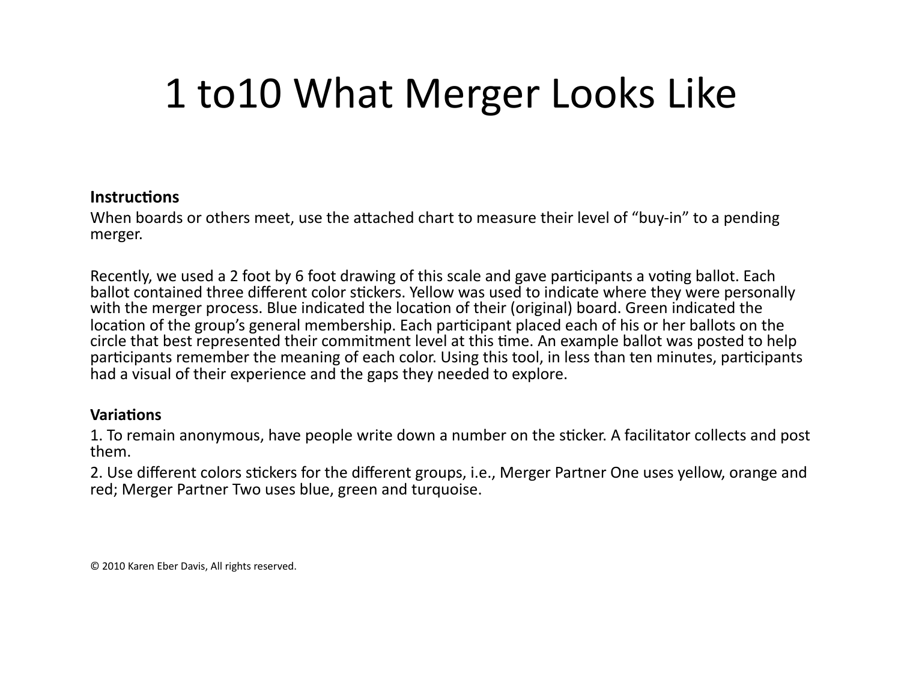# 1 to10 What Merger Looks Like

**Instructions**

When boards or others meet, use the attached chart to measure their level of "buy-in" to a pending merger.

Recently, we used a 2 foot by 6 foot drawing of this scale and gave participants a voting ballot. Each ballot contained three different color stickers. Yellow was used to indicate where they were personally with the merger process. Blue indicated the location of their (original) board. Green indicated the location of the group's general membership. Each participant placed each of his or her ballots on the circle that best represented their commitment level at this time. An example ballot was posted to help participants remember the meaning of each color. Using this tool, in less than ten minutes, participants had a visual of their experience and the gaps they needed to explore.

**Variations**

1. To remain anonymous, have people write down a number on the sticker. A facilitator collects and post them.

2. Use different colors stickers for the different groups, i.e., Merger Partner One uses yellow, orange and red; Merger Partner Two uses blue, green and turquoise.

© 2010 Karen Eber Davis, All rights reserved.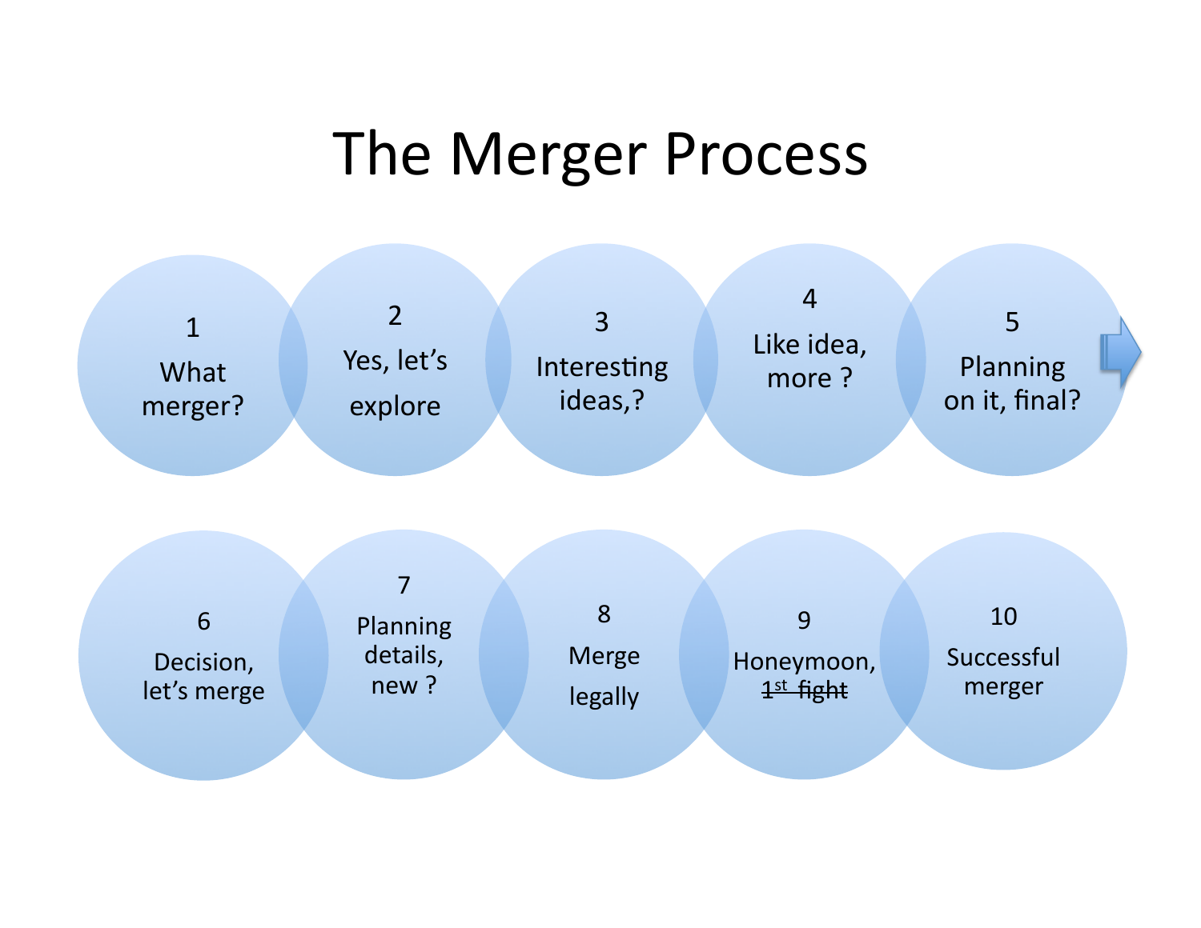# The Merger Process

1
What merger?

2
Yes, let's explore

3
Interesting ideas,?

4
Like idea, more ?

5
Planning on it, final?

6
Decision, let's merge

7
Planning details, new ?

8
Merge legally

9
Honeymoon, ~~1st fight~~

10
Successful merger